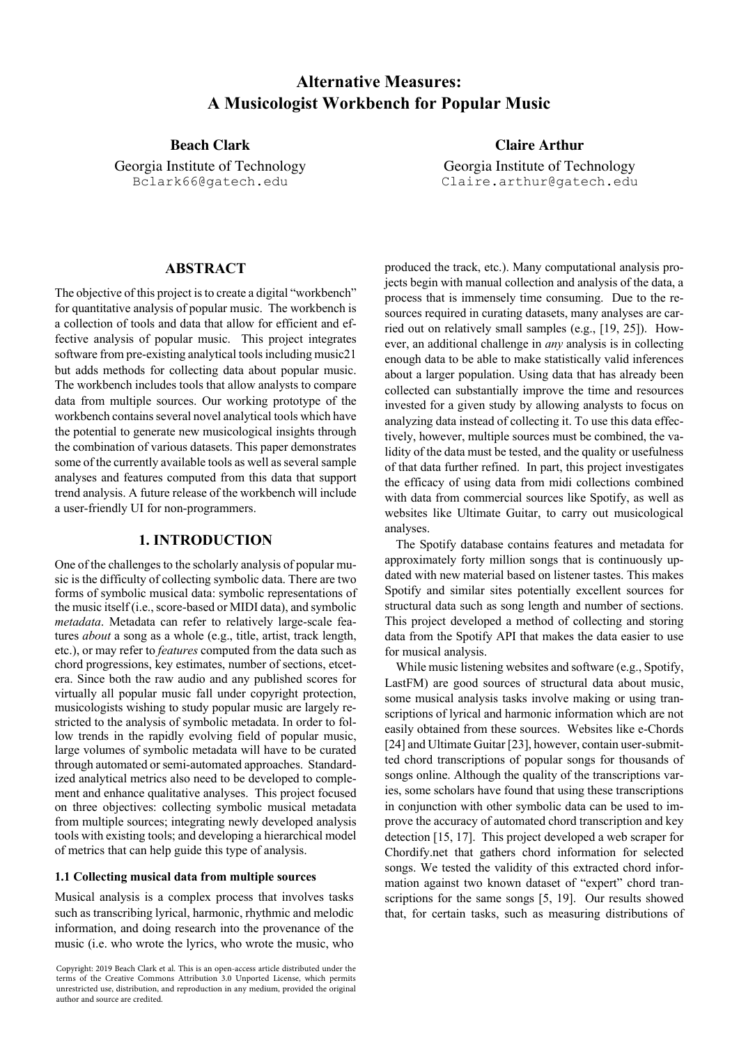# Alternative Measures: A Musicologist Workbench for Popular Music

**Beach Clark**
Georgia Institute of Technology
Bclark66@gatech.edu

**Claire Arthur**
Georgia Institute of Technology
Claire.arthur@gatech.edu

## ABSTRACT

The objective of this project is to create a digital "workbench" for quantitative analysis of popular music. The workbench is a collection of tools and data that allow for efficient and effective analysis of popular music. This project integrates software from pre-existing analytical tools including music21 but adds methods for collecting data about popular music. The workbench includes tools that allow analysts to compare data from multiple sources. Our working prototype of the workbench contains several novel analytical tools which have the potential to generate new musicological insights through the combination of various datasets. This paper demonstrates some of the currently available tools as well as several sample analyses and features computed from this data that support trend analysis. A future release of the workbench will include a user-friendly UI for non-programmers.

## 1. INTRODUCTION

One of the challenges to the scholarly analysis of popular music is the difficulty of collecting symbolic data. There are two forms of symbolic musical data: symbolic representations of the music itself (i.e., score-based or MIDI data), and symbolic *metadata*. Metadata can refer to relatively large-scale features *about* a song as a whole (e.g., title, artist, track length, etc.), or may refer to *features* computed from the data such as chord progressions, key estimates, number of sections, etcetera. Since both the raw audio and any published scores for virtually all popular music fall under copyright protection, musicologists wishing to study popular music are largely restricted to the analysis of symbolic metadata. In order to follow trends in the rapidly evolving field of popular music, large volumes of symbolic metadata will have to be curated through automated or semi-automated approaches. Standardized analytical metrics also need to be developed to complement and enhance qualitative analyses. This project focused on three objectives: collecting symbolic musical metadata from multiple sources; integrating newly developed analysis tools with existing tools; and developing a hierarchical model of metrics that can help guide this type of analysis.

### 1.1 Collecting musical data from multiple sources

Musical analysis is a complex process that involves tasks such as transcribing lyrical, harmonic, rhythmic and melodic information, and doing research into the provenance of the music (i.e. who wrote the lyrics, who wrote the music, who produced the track, etc.). Many computational analysis projects begin with manual collection and analysis of the data, a process that is immensely time consuming. Due to the resources required in curating datasets, many analyses are carried out on relatively small samples (e.g., [19, 25]). However, an additional challenge in *any* analysis is in collecting enough data to be able to make statistically valid inferences about a larger population. Using data that has already been collected can substantially improve the time and resources invested for a given study by allowing analysts to focus on analyzing data instead of collecting it. To use this data effectively, however, multiple sources must be combined, the validity of the data must be tested, and the quality or usefulness of that data further refined. In part, this project investigates the efficacy of using data from midi collections combined with data from commercial sources like Spotify, as well as websites like Ultimate Guitar, to carry out musicological analyses.

The Spotify database contains features and metadata for approximately forty million songs that is continuously updated with new material based on listener tastes. This makes Spotify and similar sites potentially excellent sources for structural data such as song length and number of sections. This project developed a method of collecting and storing data from the Spotify API that makes the data easier to use for musical analysis.

While music listening websites and software (e.g., Spotify, LastFM) are good sources of structural data about music, some musical analysis tasks involve making or using transcriptions of lyrical and harmonic information which are not easily obtained from these sources. Websites like e-Chords [24] and Ultimate Guitar [23], however, contain user-submitted chord transcriptions of popular songs for thousands of songs online. Although the quality of the transcriptions varies, some scholars have found that using these transcriptions in conjunction with other symbolic data can be used to improve the accuracy of automated chord transcription and key detection [15, 17]. This project developed a web scraper for Chordify.net that gathers chord information for selected songs. We tested the validity of this extracted chord information against two known dataset of "expert" chord transcriptions for the same songs [5, 19]. Our results showed that, for certain tasks, such as measuring distributions of

Copyright: 2019 Beach Clark et al. This is an open-access article distributed under the terms of the Creative Commons Attribution 3.0 Unported License, which permits unrestricted use, distribution, and reproduction in any medium, provided the original author and source are credited.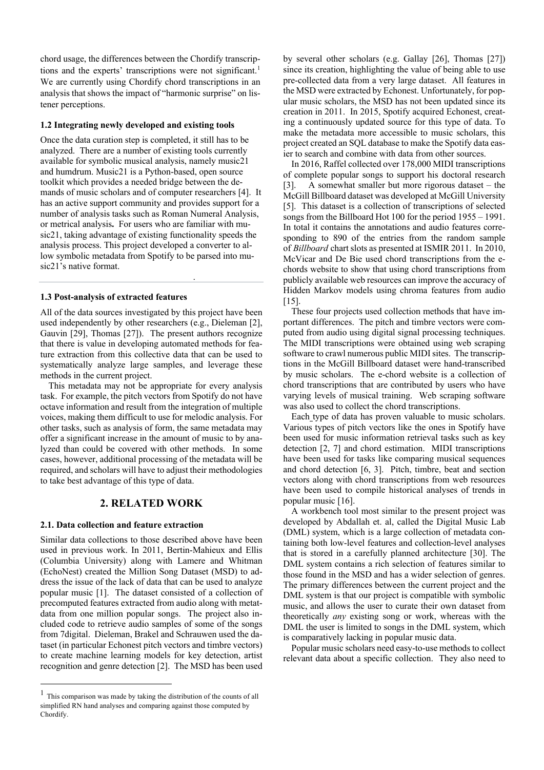chord usage, the differences between the Chordify transcriptions and the experts' transcriptions were not significant.[1] We are currently using Chordify chord transcriptions in an analysis that shows the impact of "harmonic surprise" on listener perceptions.

### 1.2 Integrating newly developed and existing tools

Once the data curation step is completed, it still has to be analyzed. There are a number of existing tools currently available for symbolic musical analysis, namely music21 and humdrum. Music21 is a Python-based, open source toolkit which provides a needed bridge between the demands of music scholars and of computer researchers [4]. It has an active support community and provides support for a number of analysis tasks such as Roman Numeral Analysis, or metrical analysis**.** For users who are familiar with music21, taking advantage of existing functionality speeds the analysis process. This project developed a converter to allow symbolic metadata from Spotify to be parsed into music21's native format.

### 1.3 Post-analysis of extracted features

All of the data sources investigated by this project have been used independently by other researchers (e.g., Dieleman [2], Gauvin [29], Thomas [27]). The present authors recognize that there is value in developing automated methods for feature extraction from this collective data that can be used to systematically analyze large samples, and leverage these methods in the current project.

This metadata may not be appropriate for every analysis task. For example, the pitch vectors from Spotify do not have octave information and result from the integration of multiple voices, making them difficult to use for melodic analysis. For other tasks, such as analysis of form, the same metadata may offer a significant increase in the amount of music to by analyzed than could be covered with other methods. In some cases, however, additional processing of the metadata will be required, and scholars will have to adjust their methodologies to take best advantage of this type of data.

## 2. RELATED WORK

### 2.1. Data collection and feature extraction

Similar data collections to those described above have been used in previous work. In 2011, Bertin-Mahieux and Ellis (Columbia University) along with Lamere and Whitman (EchoNest) created the Million Song Dataset (MSD) to address the issue of the lack of data that can be used to analyze popular music [1]. The dataset consisted of a collection of precomputed features extracted from audio along with metatdata from one million popular songs. The project also included code to retrieve audio samples of some of the songs from 7digital. Dieleman, Brakel and Schrauwen used the dataset (in particular Echonest pitch vectors and timbre vectors) to create machine learning models for key detection, artist recognition and genre detection [2]. The MSD has been used by several other scholars (e.g. Gallay [26], Thomas [27]) since its creation, highlighting the value of being able to use pre-collected data from a very large dataset. All features in the MSD were extracted by Echonest. Unfortunately, for popular music scholars, the MSD has not been updated since its creation in 2011. In 2015, Spotify acquired Echonest, creating a continuously updated source for this type of data. To make the metadata more accessible to music scholars, this project created an SQL database to make the Spotify data easier to search and combine with data from other sources.

In 2016, Raffel collected over 178,000 MIDI transcriptions of complete popular songs to support his doctoral research [3]. A somewhat smaller but more rigorous dataset – the McGill Billboard dataset was developed at McGill University [5]. This dataset is a collection of transcriptions of selected songs from the Billboard Hot 100 for the period 1955 – 1991. In total it contains the annotations and audio features corresponding to 890 of the entries from the random sample of *Billboard* chart slots as presented at ISMIR 2011. In 2010, McVicar and De Bie used chord transcriptions from the e-chords website to show that using chord transcriptions from publicly available web resources can improve the accuracy of Hidden Markov models using chroma features from audio [15].

These four projects used collection methods that have important differences. The pitch and timbre vectors were computed from audio using digital signal processing techniques. The MIDI transcriptions were obtained using web scraping software to crawl numerous public MIDI sites. The transcriptions in the McGill Billboard dataset were hand-transcribed by music scholars. The e-chord website is a collection of chord transcriptions that are contributed by users who have varying levels of musical training. Web scraping software was also used to collect the chord transcriptions.

Each type of data has proven valuable to music scholars. Various types of pitch vectors like the ones in Spotify have been used for music information retrieval tasks such as key detection [2, 7] and chord estimation. MIDI transcriptions have been used for tasks like comparing musical sequences and chord detection [6, 3]. Pitch, timbre, beat and section vectors along with chord transcriptions from web resources have been used to compile historical analyses of trends in popular music [16].

A workbench tool most similar to the present project was developed by Abdallah et. al, called the Digital Music Lab (DML) system, which is a large collection of metadata containing both low-level features and collection-level analyses that is stored in a carefully planned architecture [30]. The DML system contains a rich selection of features similar to those found in the MSD and has a wider selection of genres. The primary differences between the current project and the DML system is that our project is compatible with symbolic music, and allows the user to curate their own dataset from theoretically *any* existing song or work, whereas with the DML the user is limited to songs in the DML system, which is comparatively lacking in popular music data.

Popular music scholars need easy-to-use methods to collect relevant data about a specific collection. They also need to

[1] This comparison was made by taking the distribution of the counts of all simplified RN hand analyses and comparing against those computed by Chordify.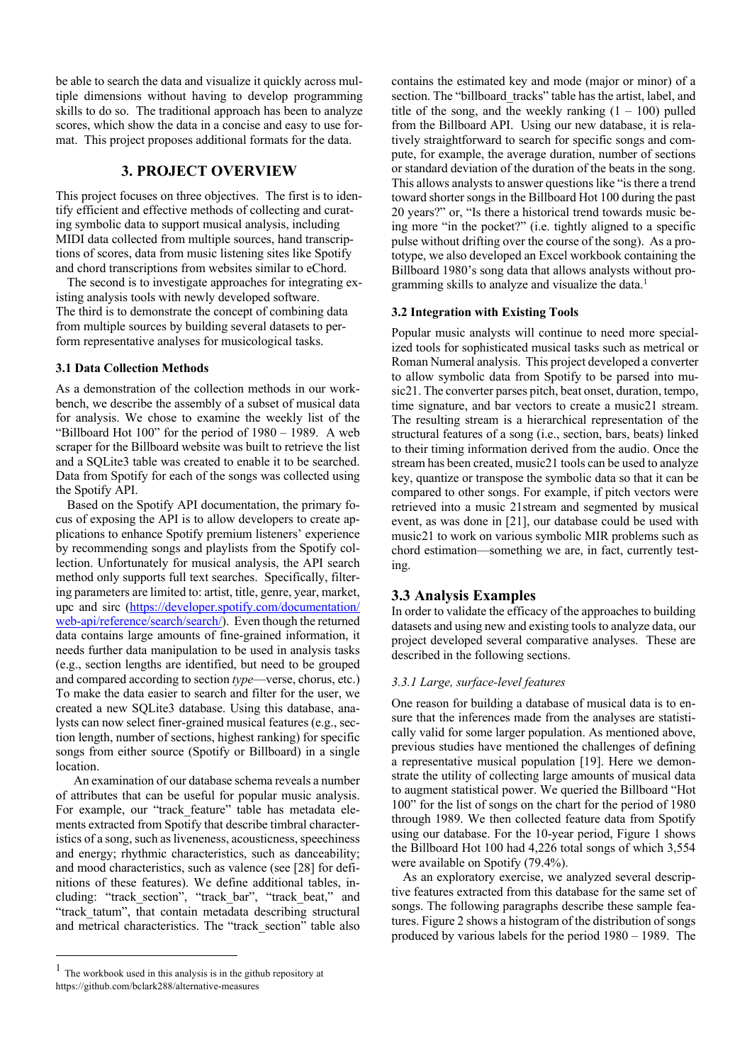be able to search the data and visualize it quickly across multiple dimensions without having to develop programming skills to do so. The traditional approach has been to analyze scores, which show the data in a concise and easy to use format. This project proposes additional formats for the data.

## 3. PROJECT OVERVIEW

This project focuses on three objectives. The first is to identify efficient and effective methods of collecting and curating symbolic data to support musical analysis, including MIDI data collected from multiple sources, hand transcriptions of scores, data from music listening sites like Spotify and chord transcriptions from websites similar to eChord.

The second is to investigate approaches for integrating existing analysis tools with newly developed software. The third is to demonstrate the concept of combining data from multiple sources by building several datasets to perform representative analyses for musicological tasks.

### 3.1 Data Collection Methods

As a demonstration of the collection methods in our workbench, we describe the assembly of a subset of musical data for analysis. We chose to examine the weekly list of the "Billboard Hot 100" for the period of 1980 – 1989. A web scraper for the Billboard website was built to retrieve the list and a SQLite3 table was created to enable it to be searched. Data from Spotify for each of the songs was collected using the Spotify API.

Based on the Spotify API documentation, the primary focus of exposing the API is to allow developers to create applications to enhance Spotify premium listeners' experience by recommending songs and playlists from the Spotify collection. Unfortunately for musical analysis, the API search method only supports full text searches. Specifically, filtering parameters are limited to: artist, title, genre, year, market, upc and sirc (https://developer.spotify.com/documentation/web-api/reference/search/search/). Even though the returned data contains large amounts of fine-grained information, it needs further data manipulation to be used in analysis tasks (e.g., section lengths are identified, but need to be grouped and compared according to section *type*—verse, chorus, etc.) To make the data easier to search and filter for the user, we created a new SQLite3 database. Using this database, analysts can now select finer-grained musical features (e.g., section length, number of sections, highest ranking) for specific songs from either source (Spotify or Billboard) in a single location.

An examination of our database schema reveals a number of attributes that can be useful for popular music analysis. For example, our "track_feature" table has metadata elements extracted from Spotify that describe timbral characteristics of a song, such as liveness, acousticness, speechiness and energy; rhythmic characteristics, such as danceability; and mood characteristics, such as valence (see [28] for definitions of these features). We define additional tables, including: "track_section", "track_bar", "track_beat," and "track_tatum", that contain metadata describing structural and metrical characteristics. The "track_section" table also contains the estimated key and mode (major or minor) of a section. The "billboard_tracks" table has the artist, label, and title of the song, and the weekly ranking (1 – 100) pulled from the Billboard API. Using our new database, it is relatively straightforward to search for specific songs and compute, for example, the average duration, number of sections or standard deviation of the duration of the beats in the song. This allows analysts to answer questions like "is there a trend toward shorter songs in the Billboard Hot 100 during the past 20 years?" or, "Is there a historical trend towards music being more "in the pocket?" (i.e. tightly aligned to a specific pulse without drifting over the course of the song). As a prototype, we also developed an Excel workbook containing the Billboard 1980's song data that allows analysts without programming skills to analyze and visualize the data.[1]

### 3.2 Integration with Existing Tools

Popular music analysts will continue to need more specialized tools for sophisticated musical tasks such as metrical or Roman Numeral analysis. This project developed a converter to allow symbolic data from Spotify to be parsed into music21. The converter parses pitch, beat onset, duration, tempo, time signature, and bar vectors to create a music21 stream. The resulting stream is a hierarchical representation of the structural features of a song (i.e., section, bars, beats) linked to their timing information derived from the audio. Once the stream has been created, music21 tools can be used to analyze key, quantize or transpose the symbolic data so that it can be compared to other songs. For example, if pitch vectors were retrieved into a music 21stream and segmented by musical event, as was done in [21], our database could be used with music21 to work on various symbolic MIR problems such as chord estimation—something we are, in fact, currently testing.

### 3.3 Analysis Examples

In order to validate the efficacy of the approaches to building datasets and using new and existing tools to analyze data, our project developed several comparative analyses. These are described in the following sections.

#### *3.3.1 Large, surface-level features*

One reason for building a database of musical data is to ensure that the inferences made from the analyses are statistically valid for some larger population. As mentioned above, previous studies have mentioned the challenges of defining a representative musical population [19]. Here we demonstrate the utility of collecting large amounts of musical data to augment statistical power. We queried the Billboard "Hot 100" for the list of songs on the chart for the period of 1980 through 1989. We then collected feature data from Spotify using our database. For the 10-year period, Figure 1 shows the Billboard Hot 100 had 4,226 total songs of which 3,554 were available on Spotify (79.4%).

As an exploratory exercise, we analyzed several descriptive features extracted from this database for the same set of songs. The following paragraphs describe these sample features. Figure 2 shows a histogram of the distribution of songs produced by various labels for the period 1980 – 1989. The

[1] The workbook used in this analysis is in the github repository at https://github.com/bclark288/alternative-measures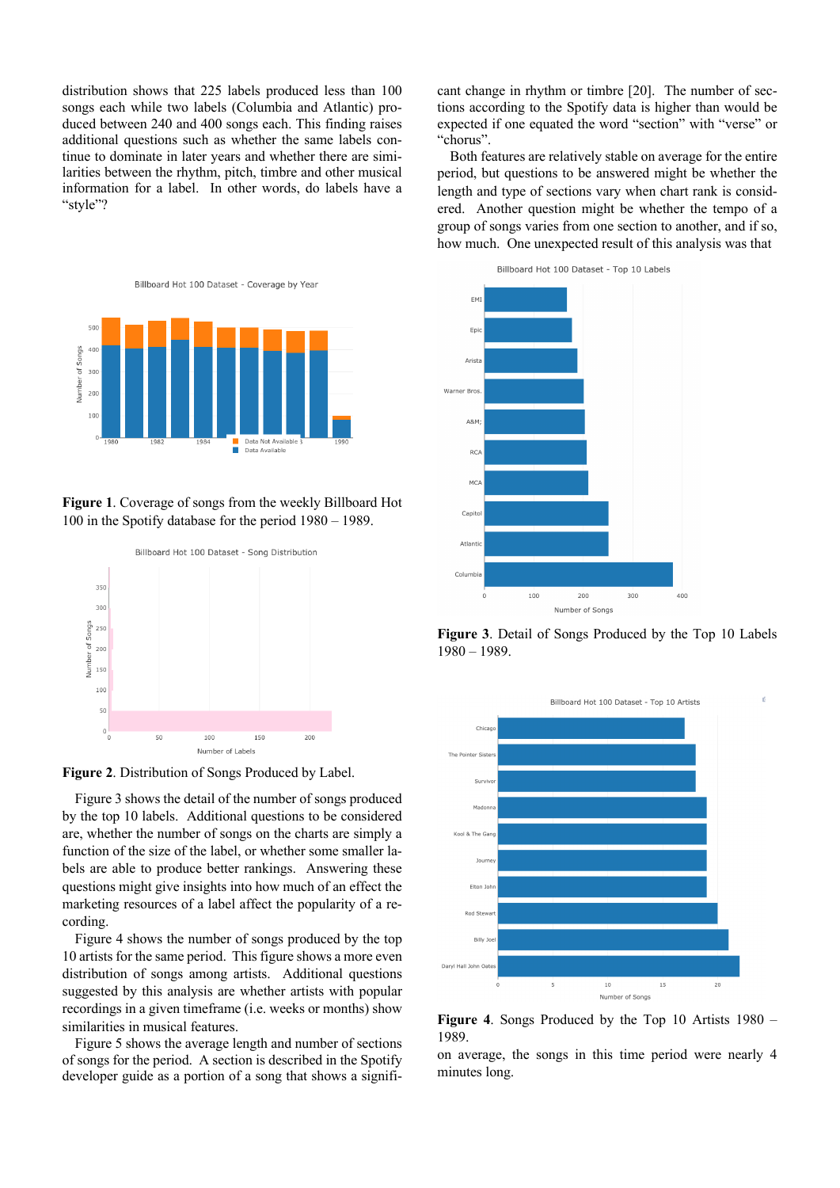distribution shows that 225 labels produced less than 100 songs each while two labels (Columbia and Atlantic) produced between 240 and 400 songs each. This finding raises additional questions such as whether the same labels continue to dominate in later years and whether there are similarities between the rhythm, pitch, timbre and other musical information for a label. In other words, do labels have a "style"?

**Figure 1**. Coverage of songs from the weekly Billboard Hot 100 in the Spotify database for the period 1980 – 1989.

**Figure 2**. Distribution of Songs Produced by Label.

Figure 3 shows the detail of the number of songs produced by the top 10 labels. Additional questions to be considered are, whether the number of songs on the charts are simply a function of the size of the label, or whether some smaller labels are able to produce better rankings. Answering these questions might give insights into how much of an effect the marketing resources of a label affect the popularity of a recording.

Figure 4 shows the number of songs produced by the top 10 artists for the same period. This figure shows a more even distribution of songs among artists. Additional questions suggested by this analysis are whether artists with popular recordings in a given timeframe (i.e. weeks or months) show similarities in musical features.

Figure 5 shows the average length and number of sections of songs for the period. A section is described in the Spotify developer guide as a portion of a song that shows a significant change in rhythm or timbre [20]. The number of sections according to the Spotify data is higher than would be expected if one equated the word "section" with "verse" or "chorus".

Both features are relatively stable on average for the entire period, but questions to be answered might be whether the length and type of sections vary when chart rank is considered. Another question might be whether the tempo of a group of songs varies from one section to another, and if so, how much. One unexpected result of this analysis was that

**Figure 3**. Detail of Songs Produced by the Top 10 Labels 1980 – 1989.

**Figure 4**. Songs Produced by the Top 10 Artists 1980 – 1989.

on average, the songs in this time period were nearly 4 minutes long.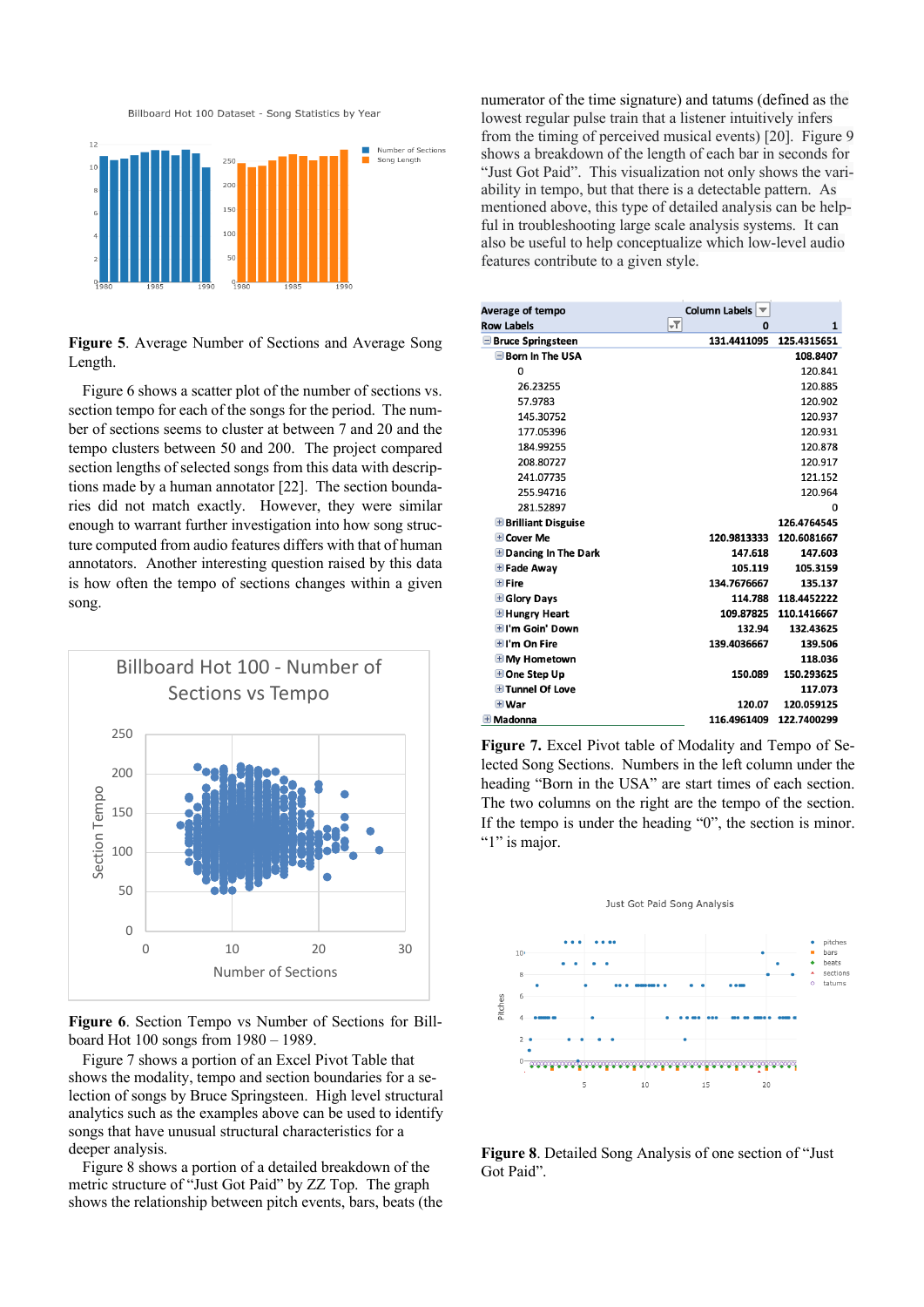**Figure 5**. Average Number of Sections and Average Song Length.

Figure 6 shows a scatter plot of the number of sections vs. section tempo for each of the songs for the period. The number of sections seems to cluster at between 7 and 20 and the tempo clusters between 50 and 200. The project compared section lengths of selected songs from this data with descriptions made by a human annotator [22]. The section boundaries did not match exactly. However, they were similar enough to warrant further investigation into how song structure computed from audio features differs with that of human annotators. Another interesting question raised by this data is how often the tempo of sections changes within a given song.

**Figure 6**. Section Tempo vs Number of Sections for Billboard Hot 100 songs from 1980 – 1989.

Figure 7 shows a portion of an Excel Pivot Table that shows the modality, tempo and section boundaries for a selection of songs by Bruce Springsteen. High level structural analytics such as the examples above can be used to identify songs that have unusual structural characteristics for a deeper analysis.

Figure 8 shows a portion of a detailed breakdown of the metric structure of "Just Got Paid" by ZZ Top. The graph shows the relationship between pitch events, bars, beats (the numerator of the time signature) and tatums (defined as the lowest regular pulse train that a listener intuitively infers from the timing of perceived musical events) [20]. Figure 9 shows a breakdown of the length of each bar in seconds for "Just Got Paid". This visualization not only shows the variability in tempo, but that there is a detectable pattern. As mentioned above, this type of detailed analysis can be helpful in troubleshooting large scale analysis systems. It can also be useful to help conceptualize which low-level audio features contribute to a given style.

| Average of tempo | Column Labels | |
|---|---|---|
| Row Labels | 0 | 1 |
| Bruce Springsteen | 131.4411095 | 125.4315651 |
| Born In The USA | | 108.8407 |
| 0 | | 120.841 |
| 26.23255 | | 120.885 |
| 57.9783 | | 120.902 |
| 145.30752 | | 120.937 |
| 177.05396 | | 120.931 |
| 184.99255 | | 120.878 |
| 208.80727 | | 120.917 |
| 241.07735 | | 121.152 |
| 255.94716 | | 120.964 |
| 281.52897 | | 0 |
| Brilliant Disguise | | 126.4764545 |
| Cover Me | 120.9813333 | 120.6081667 |
| Dancing In The Dark | 147.618 | 147.603 |
| Fade Away | 105.119 | 105.3159 |
| Fire | 134.7676667 | 135.137 |
| Glory Days | 114.788 | 118.4452222 |
| Hungry Heart | 109.87825 | 110.1416667 |
| I'm Goin' Down | 132.94 | 132.43625 |
| I'm On Fire | 139.4036667 | 139.506 |
| My Hometown | | 118.036 |
| One Step Up | 150.089 | 150.293625 |
| Tunnel Of Love | | 117.073 |
| War | 120.07 | 120.059125 |
| Madonna | 116.4961409 | 122.7400299 |

**Figure 7.** Excel Pivot table of Modality and Tempo of Selected Song Sections. Numbers in the left column under the heading "Born in the USA" are start times of each section. The two columns on the right are the tempo of the section. If the tempo is under the heading "0", the section is minor. "1" is major.

**Figure 8**. Detailed Song Analysis of one section of "Just Got Paid".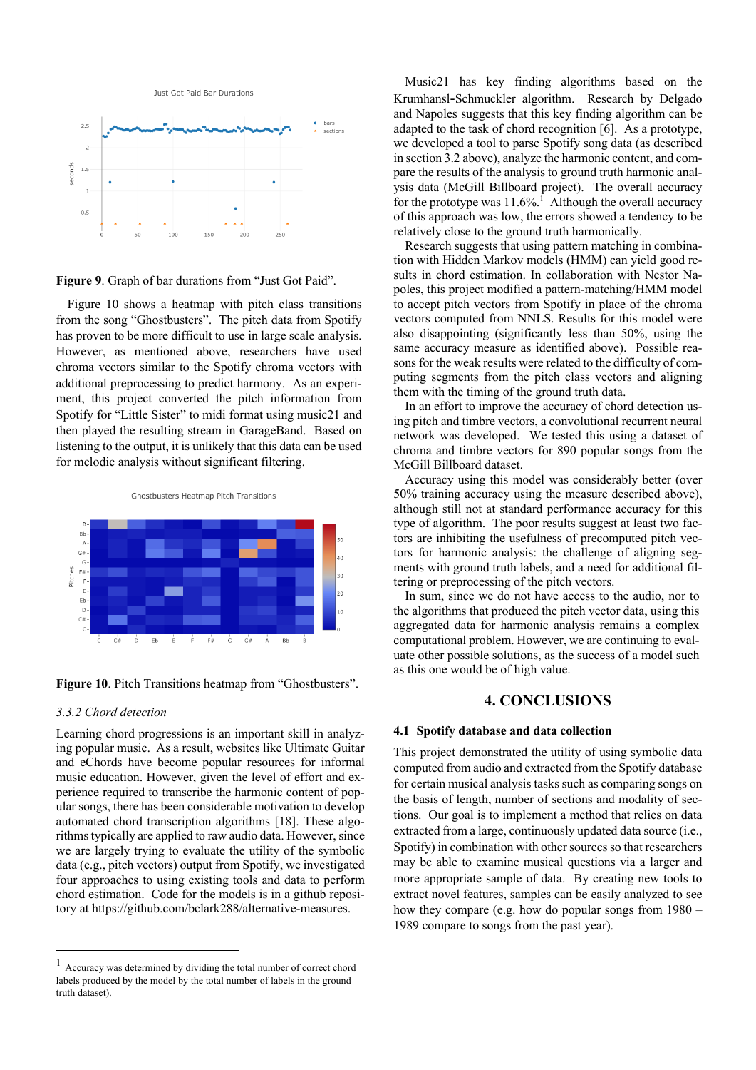**Figure 9**. Graph of bar durations from "Just Got Paid".

Figure 10 shows a heatmap with pitch class transitions from the song "Ghostbusters". The pitch data from Spotify has proven to be more difficult to use in large scale analysis. However, as mentioned above, researchers have used chroma vectors similar to the Spotify chroma vectors with additional preprocessing to predict harmony. As an experiment, this project converted the pitch information from Spotify for "Little Sister" to midi format using music21 and then played the resulting stream in GarageBand. Based on listening to the output, it is unlikely that this data can be used for melodic analysis without significant filtering.

**Figure 10**. Pitch Transitions heatmap from "Ghostbusters".

*3.3.2 Chord detection*

Learning chord progressions is an important skill in analyzing popular music. As a result, websites like Ultimate Guitar and eChords have become popular resources for informal music education. However, given the level of effort and experience required to transcribe the harmonic content of popular songs, there has been considerable motivation to develop automated chord transcription algorithms [18]. These algorithms typically are applied to raw audio data. However, since we are largely trying to evaluate the utility of the symbolic data (e.g., pitch vectors) output from Spotify, we investigated four approaches to using existing tools and data to perform chord estimation. Code for the models is in a github repository at https://github.com/bclark288/alternative-measures.

Music21 has key finding algorithms based on the Krumhansl-Schmuckler algorithm. Research by Delgado and Napoles suggests that this key finding algorithm can be adapted to the task of chord recognition [6]. As a prototype, we developed a tool to parse Spotify song data (as described in section 3.2 above), analyze the harmonic content, and compare the results of the analysis to ground truth harmonic analysis data (McGill Billboard project). The overall accuracy for the prototype was 11.6%.[1] Although the overall accuracy of this approach was low, the errors showed a tendency to be relatively close to the ground truth harmonically.

Research suggests that using pattern matching in combination with Hidden Markov models (HMM) can yield good results in chord estimation. In collaboration with Nestor Napoles, this project modified a pattern-matching/HMM model to accept pitch vectors from Spotify in place of the chroma vectors computed from NNLS. Results for this model were also disappointing (significantly less than 50%, using the same accuracy measure as identified above). Possible reasons for the weak results were related to the difficulty of computing segments from the pitch class vectors and aligning them with the timing of the ground truth data.

In an effort to improve the accuracy of chord detection using pitch and timbre vectors, a convolutional recurrent neural network was developed. We tested this using a dataset of chroma and timbre vectors for 890 popular songs from the McGill Billboard dataset.

Accuracy using this model was considerably better (over 50% training accuracy using the measure described above), although still not at standard performance accuracy for this type of algorithm. The poor results suggest at least two factors are inhibiting the usefulness of precomputed pitch vectors for harmonic analysis: the challenge of aligning segments with ground truth labels, and a need for additional filtering or preprocessing of the pitch vectors.

In sum, since we do not have access to the audio, nor to the algorithms that produced the pitch vector data, using this aggregated data for harmonic analysis remains a complex computational problem. However, we are continuing to evaluate other possible solutions, as the success of a model such as this one would be of high value.

## 4. CONCLUSIONS

### 4.1 Spotify database and data collection

This project demonstrated the utility of using symbolic data computed from audio and extracted from the Spotify database for certain musical analysis tasks such as comparing songs on the basis of length, number of sections and modality of sections. Our goal is to implement a method that relies on data extracted from a large, continuously updated data source (i.e., Spotify) in combination with other sources so that researchers may be able to examine musical questions via a larger and more appropriate sample of data. By creating new tools to extract novel features, samples can be easily analyzed to see how they compare (e.g. how do popular songs from 1980 – 1989 compare to songs from the past year).

[1] Accuracy was determined by dividing the total number of correct chord labels produced by the model by the total number of labels in the ground truth dataset).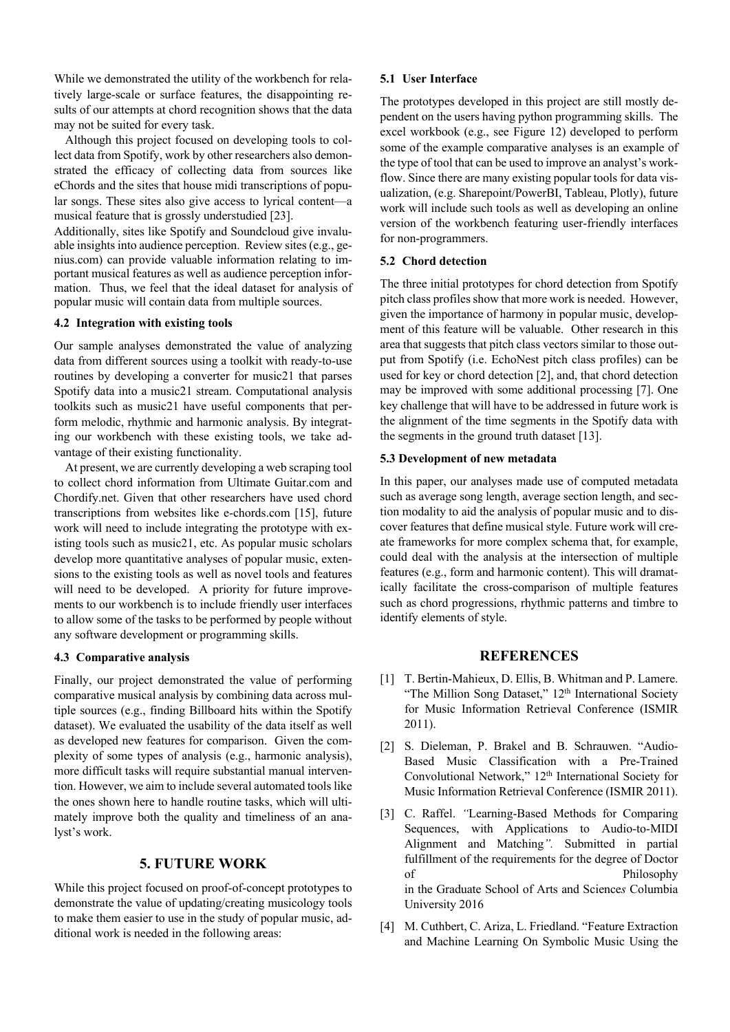While we demonstrated the utility of the workbench for relatively large-scale or surface features, the disappointing results of our attempts at chord recognition shows that the data may not be suited for every task.

Although this project focused on developing tools to collect data from Spotify, work by other researchers also demonstrated the efficacy of collecting data from sources like eChords and the sites that house midi transcriptions of popular songs. These sites also give access to lyrical content—a musical feature that is grossly understudied [23].

Additionally, sites like Spotify and Soundcloud give invaluable insights into audience perception. Review sites (e.g., genius.com) can provide valuable information relating to important musical features as well as audience perception information. Thus, we feel that the ideal dataset for analysis of popular music will contain data from multiple sources.

### 4.2 Integration with existing tools

Our sample analyses demonstrated the value of analyzing data from different sources using a toolkit with ready-to-use routines by developing a converter for music21 that parses Spotify data into a music21 stream. Computational analysis toolkits such as music21 have useful components that perform melodic, rhythmic and harmonic analysis. By integrating our workbench with these existing tools, we take advantage of their existing functionality.

At present, we are currently developing a web scraping tool to collect chord information from Ultimate Guitar.com and Chordify.net. Given that other researchers have used chord transcriptions from websites like e-chords.com [15], future work will need to include integrating the prototype with existing tools such as music21, etc. As popular music scholars develop more quantitative analyses of popular music, extensions to the existing tools as well as novel tools and features will need to be developed. A priority for future improvements to our workbench is to include friendly user interfaces to allow some of the tasks to be performed by people without any software development or programming skills.

### 4.3 Comparative analysis

Finally, our project demonstrated the value of performing comparative musical analysis by combining data across multiple sources (e.g., finding Billboard hits within the Spotify dataset). We evaluated the usability of the data itself as well as developed new features for comparison. Given the complexity of some types of analysis (e.g., harmonic analysis), more difficult tasks will require substantial manual intervention. However, we aim to include several automated tools like the ones shown here to handle routine tasks, which will ultimately improve both the quality and timeliness of an analyst's work.

## 5. FUTURE WORK

While this project focused on proof-of-concept prototypes to demonstrate the value of updating/creating musicology tools to make them easier to use in the study of popular music, additional work is needed in the following areas:

### 5.1 User Interface

The prototypes developed in this project are still mostly dependent on the users having python programming skills. The excel workbook (e.g., see Figure 12) developed to perform some of the example comparative analyses is an example of the type of tool that can be used to improve an analyst's workflow. Since there are many existing popular tools for data visualization, (e.g. Sharepoint/PowerBI, Tableau, Plotly), future work will include such tools as well as developing an online version of the workbench featuring user-friendly interfaces for non-programmers.

### 5.2 Chord detection

The three initial prototypes for chord detection from Spotify pitch class profiles show that more work is needed. However, given the importance of harmony in popular music, development of this feature will be valuable. Other research in this area that suggests that pitch class vectors similar to those output from Spotify (i.e. EchoNest pitch class profiles) can be used for key or chord detection [2], and, that chord detection may be improved with some additional processing [7]. One key challenge that will have to be addressed in future work is the alignment of the time segments in the Spotify data with the segments in the ground truth dataset [13].

### 5.3 Development of new metadata

In this paper, our analyses made use of computed metadata such as average song length, average section length, and section modality to aid the analysis of popular music and to discover features that define musical style. Future work will create frameworks for more complex schema that, for example, could deal with the analysis at the intersection of multiple features (e.g., form and harmonic content). This will dramatically facilitate the cross-comparison of multiple features such as chord progressions, rhythmic patterns and timbre to identify elements of style.

## REFERENCES

[1] T. Bertin-Mahieux, D. Ellis, B. Whitman and P. Lamere. "The Million Song Dataset," 12th International Society for Music Information Retrieval Conference (ISMIR 2011).

[2] S. Dieleman, P. Brakel and B. Schrauwen. "Audio-Based Music Classification with a Pre-Trained Convolutional Network," 12th International Society for Music Information Retrieval Conference (ISMIR 2011).

[3] C. Raffel. *"Learning-Based Methods for Comparing Sequences, with Applications to Audio-to-MIDI Alignment and Matching".* Submitted in partial fulfillment of the requirements for the degree of Doctor of Philosophy in the Graduate School of Arts and Science*s* Columbia University 2016

[4] M. Cuthbert, C. Ariza, L. Friedland. "Feature Extraction and Machine Learning On Symbolic Music Using the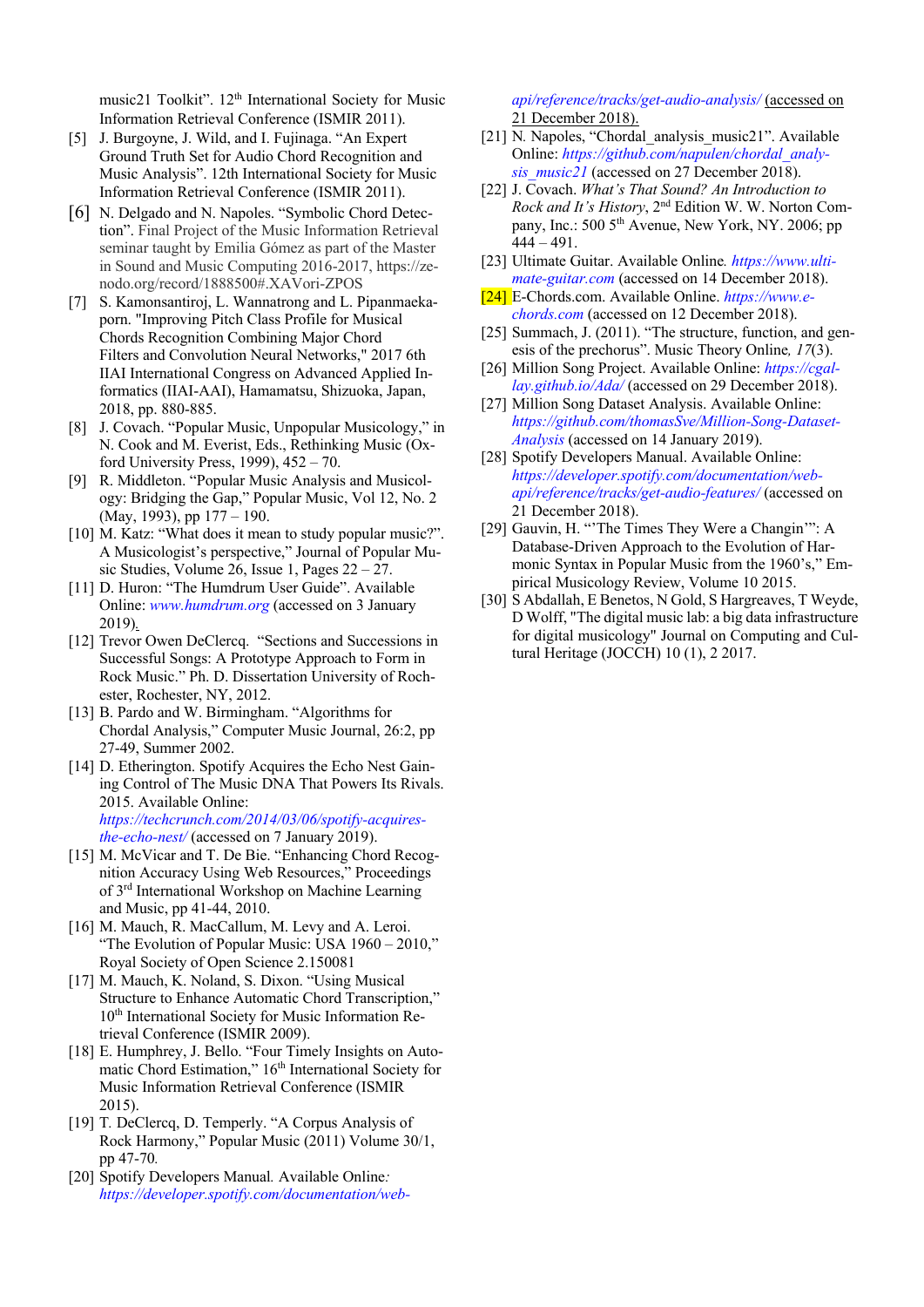music21 Toolkit". 12th International Society for Music Information Retrieval Conference (ISMIR 2011).

[5] J. Burgoyne, J. Wild, and I. Fujinaga. "An Expert Ground Truth Set for Audio Chord Recognition and Music Analysis". 12th International Society for Music Information Retrieval Conference (ISMIR 2011).

[6] N. Delgado and N. Napoles. "Symbolic Chord Detection". Final Project of the Music Information Retrieval seminar taught by Emilia Gómez as part of the Master in Sound and Music Computing 2016-2017, https://zenodo.org/record/1888500#.XAVori-ZPOS

[7] S. Kamonsantiroj, L. Wannatrong and L. Pipanmaekaporn. "Improving Pitch Class Profile for Musical Chords Recognition Combining Major Chord Filters and Convolution Neural Networks," 2017 6th IIAI International Congress on Advanced Applied Informatics (IIAI-AAI), Hamamatsu, Shizuoka, Japan, 2018, pp. 880-885.

[8] J. Covach. "Popular Music, Unpopular Musicology," in N. Cook and M. Everist, Eds., Rethinking Music (Oxford University Press, 1999), 452 – 70.

[9] R. Middleton. "Popular Music Analysis and Musicology: Bridging the Gap," Popular Music, Vol 12, No. 2 (May, 1993), pp 177 – 190.

[10] M. Katz: "What does it mean to study popular music?". A Musicologist's perspective," Journal of Popular Music Studies, Volume 26, Issue 1, Pages 22 – 27.

[11] D. Huron: "The Humdrum User Guide". Available Online: *www.humdrum.org* (accessed on 3 January 2019).

[12] Trevor Owen DeClercq. "Sections and Successions in Successful Songs: A Prototype Approach to Form in Rock Music." Ph. D. Dissertation University of Rochester, Rochester, NY, 2012.

[13] B. Pardo and W. Birmingham. "Algorithms for Chordal Analysis," Computer Music Journal, 26:2, pp 27-49, Summer 2002.

[14] D. Etherington. Spotify Acquires the Echo Nest Gaining Control of The Music DNA That Powers Its Rivals. 2015. Available Online: *https://techcrunch.com/2014/03/06/spotify-acquires-the-echo-nest/* (accessed on 7 January 2019).

[15] M. McVicar and T. De Bie. "Enhancing Chord Recognition Accuracy Using Web Resources," Proceedings of 3rd International Workshop on Machine Learning and Music, pp 41-44, 2010.

[16] M. Mauch, R. MacCallum, M. Levy and A. Leroi. "The Evolution of Popular Music: USA 1960 – 2010," Royal Society of Open Science 2.150081

[17] M. Mauch, K. Noland, S. Dixon. "Using Musical Structure to Enhance Automatic Chord Transcription," 10th International Society for Music Information Retrieval Conference (ISMIR 2009).

[18] E. Humphrey, J. Bello. "Four Timely Insights on Automatic Chord Estimation," 16th International Society for Music Information Retrieval Conference (ISMIR 2015).

[19] T. DeClercq, D. Temperly. "A Corpus Analysis of Rock Harmony," Popular Music (2011) Volume 30/1, pp 47-70.

[20] Spotify Developers Manual. Available Online: *https://developer.spotify.com/documentation/web-api/reference/tracks/get-audio-analysis/* (accessed on 21 December 2018).

[21] N. Napoles, "Chordal_analysis_music21". Available Online: *https://github.com/napulen/chordal_analysis_music21* (accessed on 27 December 2018).

[22] J. Covach. *What's That Sound? An Introduction to Rock and It's History*, 2nd Edition W. W. Norton Company, Inc.: 500 5th Avenue, New York, NY. 2006; pp 444 – 491.

[23] Ultimate Guitar. Available Online. *https://www.ultimate-guitar.com* (accessed on 14 December 2018).

[24] E-Chords.com. Available Online. *https://www.e-chords.com* (accessed on 12 December 2018).

[25] Summach, J. (2011). "The structure, function, and genesis of the prechorus". Music Theory Online, *17*(3).

[26] Million Song Project. Available Online: *https://cgallay.github.io/Ada/* (accessed on 29 December 2018).

[27] Million Song Dataset Analysis. Available Online: *https://github.com/thomasSve/Million-Song-Dataset-Analysis* (accessed on 14 January 2019).

[28] Spotify Developers Manual. Available Online: *https://developer.spotify.com/documentation/web-api/reference/tracks/get-audio-features/* (accessed on 21 December 2018).

[29] Gauvin, H. "'The Times They Were a Changin'": A Database-Driven Approach to the Evolution of Harmonic Syntax in Popular Music from the 1960's," Empirical Musicology Review, Volume 10 2015.

[30] S Abdallah, E Benetos, N Gold, S Hargreaves, T Weyde, D Wolff, "The digital music lab: a big data infrastructure for digital musicology" Journal on Computing and Cultural Heritage (JOCCH) 10 (1), 2 2017.